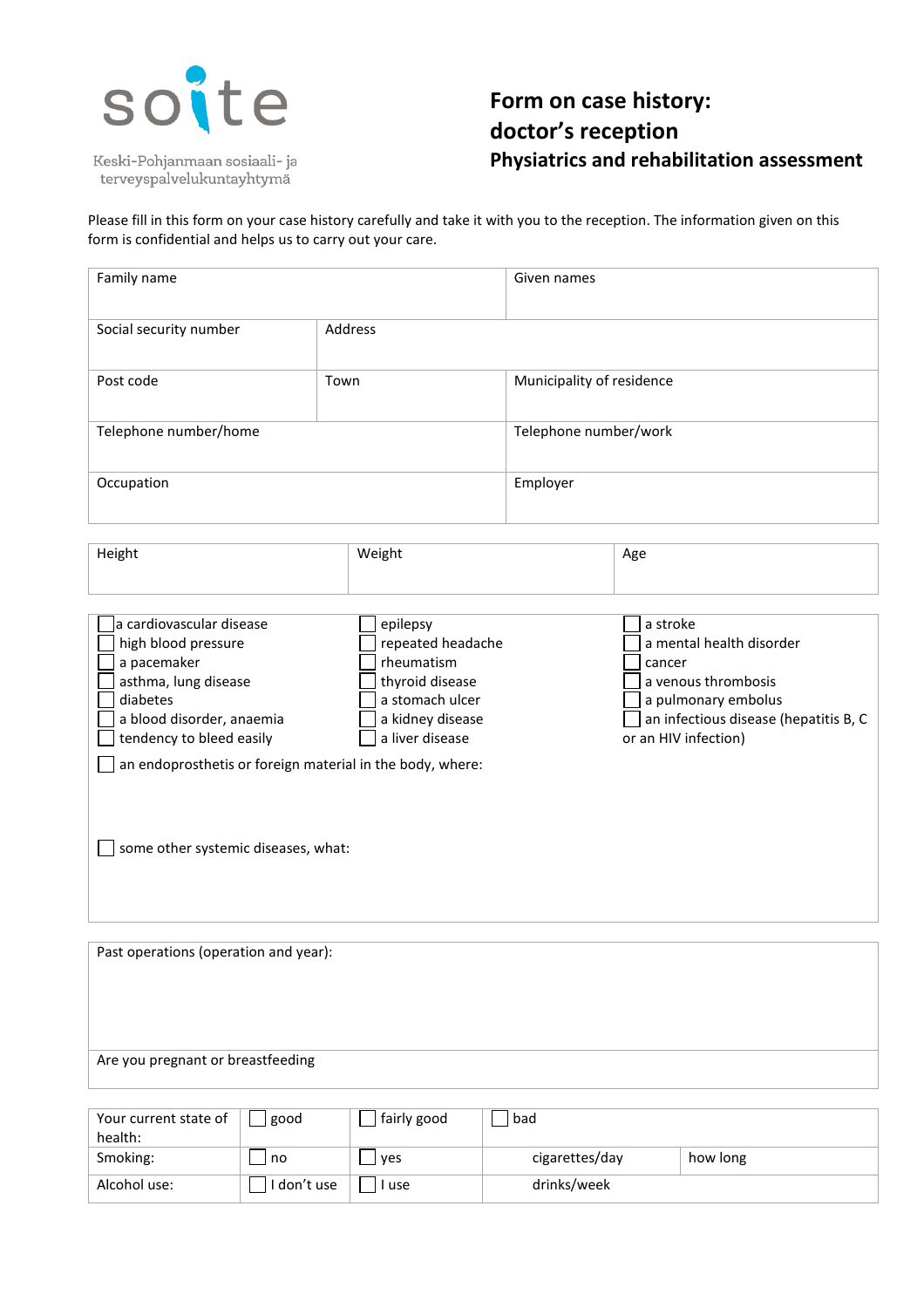soite

Keski-Pohjanmaan sosiaali- ja terveyspalvelukuntayhtymä

# Form on case history: doctor's reception

## Physiatrics and rehabilitation assessment

Please fill in this form on your case history carefully and take it with you to the reception. The information given on this form is confidential and helps us to carry out your care.

| Family name | | Given names |
|---|---|---|
| Social security number | Address | |
| Post code | Town | Municipality of residence |
| Telephone number/home | | Telephone number/work |
| Occupation | | Employer |

| Height | Weight | Age |
|---|---|---|
| | | |

- [ ] a cardiovascular disease
- [ ] high blood pressure
- [ ] a pacemaker
- [ ] asthma, lung disease
- [ ] diabetes
- [ ] a blood disorder, anaemia
- [ ] tendency to bleed easily
- [ ] epilepsy
- [ ] repeated headache
- [ ] rheumatism
- [ ] thyroid disease
- [ ] a stomach ulcer
- [ ] a kidney disease
- [ ] a liver disease
- [ ] a stroke
- [ ] a mental health disorder
- [ ] cancer
- [ ] a venous thrombosis
- [ ] a pulmonary embolus
- [ ] an infectious disease (hepatitis B, C or an HIV infection)
- [ ] an endoprosthetis or foreign material in the body, where:
- [ ] some other systemic diseases, what:

Past operations (operation and year):

Are you pregnant or breastfeeding

| Your current state of health: | ☐ good | ☐ fairly good | ☐ bad | |
|---|---|---|---|---|
| Smoking: | ☐ no | ☐ yes | cigarettes/day | how long |
| Alcohol use: | ☐ I don't use | ☐ I use | drinks/week | |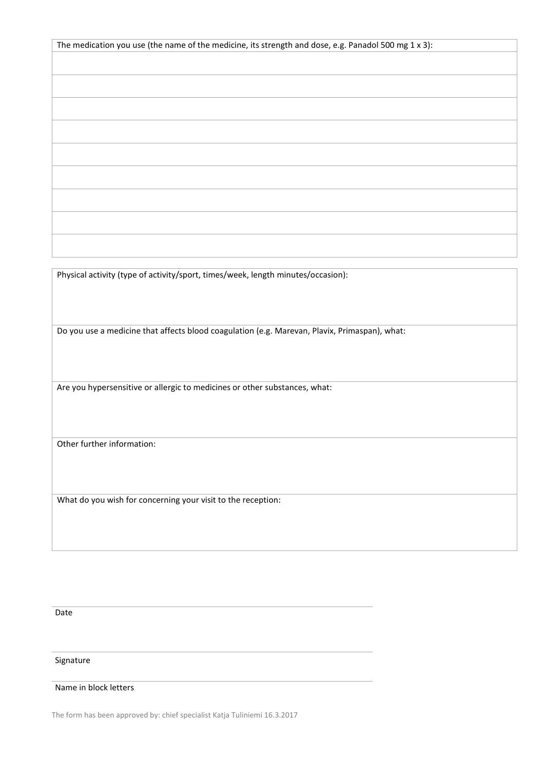| The medication you use (the name of the medicine, its strength and dose, e.g. Panadol 500 mg 1 x 3): |
| --- |
| |
| |
| |
| |
| |
| |
| |
| |
| |

| Physical activity (type of activity/sport, times/week, length minutes/occasion): |
| --- |
| Do you use a medicine that affects blood coagulation (e.g. Marevan, Plavix, Primaspan), what: |
| Are you hypersensitive or allergic to medicines or other substances, what: |
| Other further information: |
| What do you wish for concerning your visit to the reception: |

Date

Signature

Name in block letters

The form has been approved by: chief specialist Katja Tuliniemi 16.3.2017